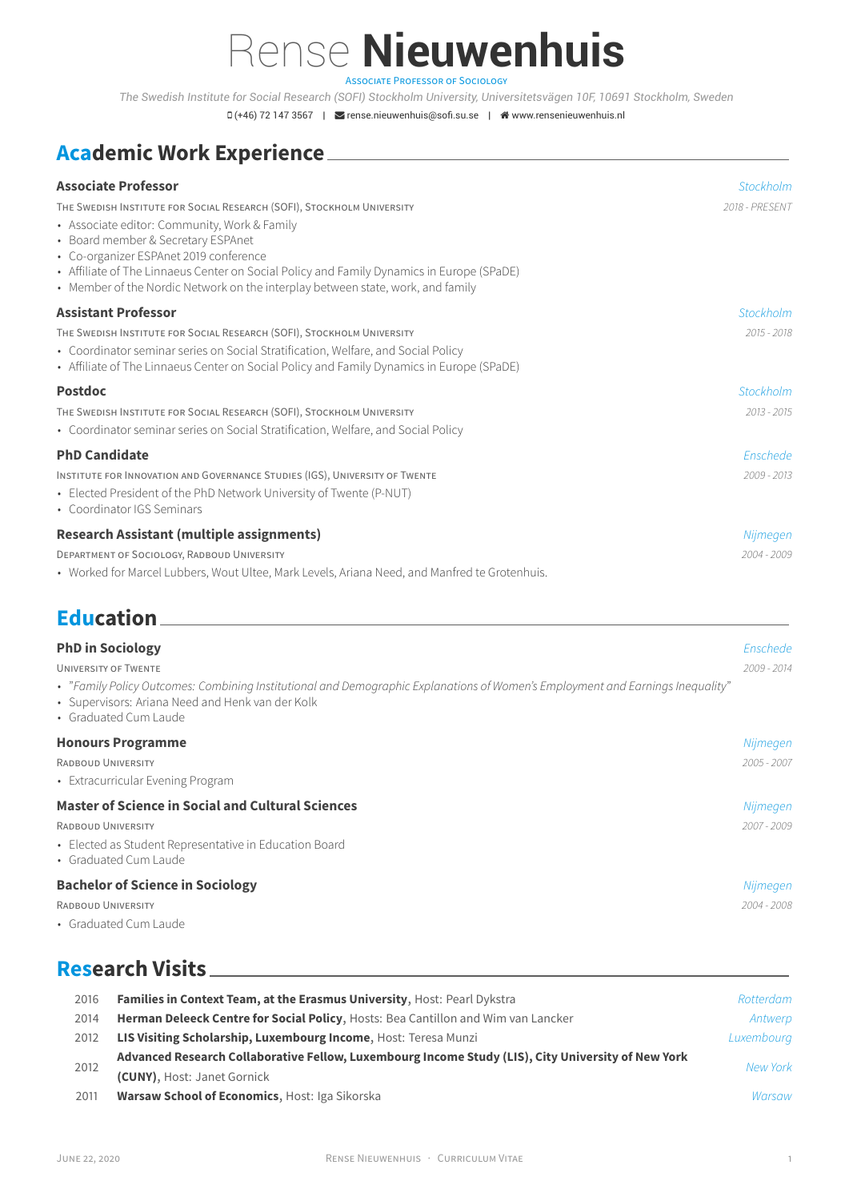# Rense **Nieuwenhuis**

Associate Professor of Sociology

*The Swedish Institute for Social Research (SOFI) Stockholm University, Universitetsvägen 10F, 10691 Stockholm, Sweden*

(+46) 72 147 3567 | rense.nieuwenhuis@sofi.su.se | www.rensenieuwenhuis.nl

## Academic Work Experience

### Associate Professor
*Stockholm*

The Swedish Institute for Social Research (SOFI), Stockholm University — *2018 - PRESENT*

- Associate editor: Community, Work & Family
- Board member & Secretary ESPAnet
- Co-organizer ESPAnet 2019 conference
- Affiliate of The Linnaeus Center on Social Policy and Family Dynamics in Europe (SPaDE)
- Member of the Nordic Network on the interplay between state, work, and family

### Assistant Professor
*Stockholm*

The Swedish Institute for Social Research (SOFI), Stockholm University — *2015 - 2018*

- Coordinator seminar series on Social Stratification, Welfare, and Social Policy
- Affiliate of The Linnaeus Center on Social Policy and Family Dynamics in Europe (SPaDE)

### Postdoc
*Stockholm*

The Swedish Institute for Social Research (SOFI), Stockholm University — *2013 - 2015*

- Coordinator seminar series on Social Stratification, Welfare, and Social Policy

### PhD Candidate
*Enschede*

Institute for Innovation and Governance Studies (IGS), University of Twente — *2009 - 2013*

- Elected President of the PhD Network University of Twente (P-NUT)
- Coordinator IGS Seminars

### Research Assistant (multiple assignments)
*Nijmegen*

Department of Sociology, Radboud University — *2004 - 2009*

- Worked for Marcel Lubbers, Wout Ultee, Mark Levels, Ariana Need, and Manfred te Grotenhuis.

## Education

### PhD in Sociology
*Enschede*

University of Twente — *2009 - 2014*

- *"Family Policy Outcomes: Combining Institutional and Demographic Explanations of Women's Employment and Earnings Inequality"*
- Supervisors: Ariana Need and Henk van der Kolk
- Graduated Cum Laude

### Honours Programme
*Nijmegen*

Radboud University — *2005 - 2007*

- Extracurricular Evening Program

### Master of Science in Social and Cultural Sciences
*Nijmegen*

Radboud University — *2007 - 2009*

- Elected as Student Representative in Education Board
- Graduated Cum Laude

### Bachelor of Science in Sociology
*Nijmegen*

Radboud University — *2004 - 2008*

- Graduated Cum Laude

## Research Visits

| Year | Visit | Location |
|---|---|---|
| 2016 | **Families in Context Team, at the Erasmus University**, Host: Pearl Dykstra | *Rotterdam* |
| 2014 | **Herman Deleeck Centre for Social Policy**, Hosts: Bea Cantillon and Wim van Lancker | *Antwerp* |
| 2012 | **LIS Visiting Scholarship, Luxembourg Income**, Host: Teresa Munzi | *Luxembourg* |
| 2012 | **Advanced Research Collaborative Fellow, Luxembourg Income Study (LIS), City University of New York (CUNY)**, Host: Janet Gornick | *New York* |
| 2011 | **Warsaw School of Economics**, Host: Iga Sikorska | *Warsaw* |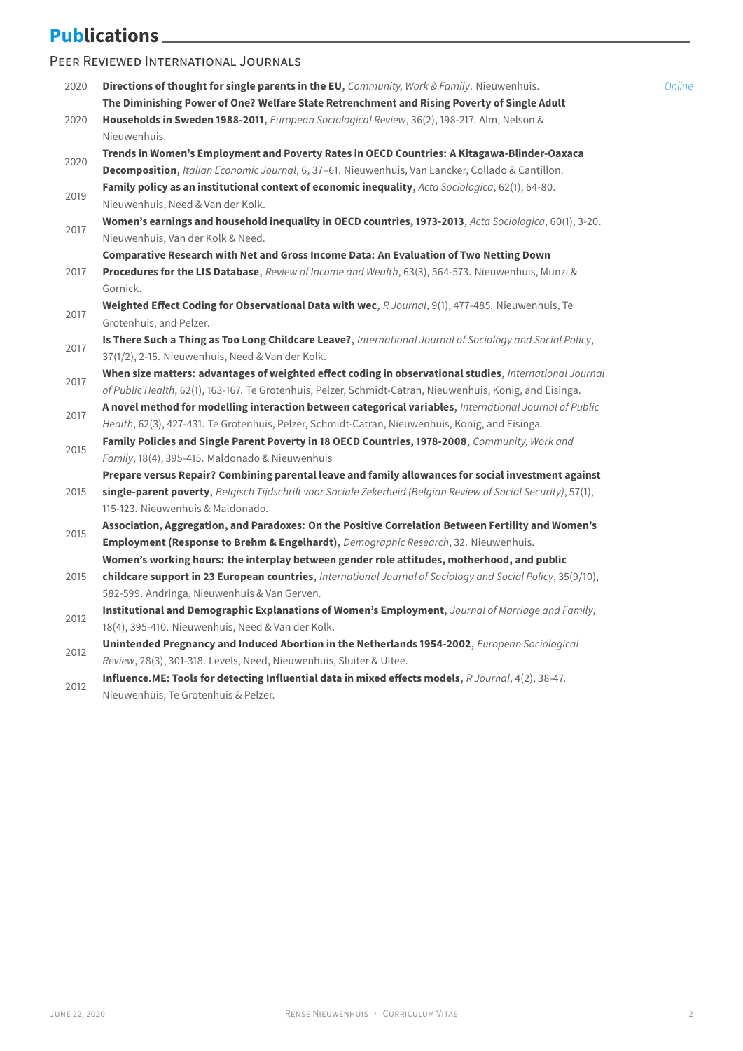# Publications

## Peer Reviewed International Journals

- 2020 **Directions of thought for single parents in the EU**, *Community, Work & Family*. Nieuwenhuis. *Online*
- 2020 **The Diminishing Power of One? Welfare State Retrenchment and Rising Poverty of Single Adult Households in Sweden 1988-2011**, *European Sociological Review*, 36(2), 198-217. Alm, Nelson & Nieuwenhuis.
- 2020 **Trends in Women's Employment and Poverty Rates in OECD Countries: A Kitagawa-Blinder-Oaxaca Decomposition**, *Italian Economic Journal*, 6, 37–61. Nieuwenhuis, Van Lancker, Collado & Cantillon.
- 2019 **Family policy as an institutional context of economic inequality**, *Acta Sociologica*, 62(1), 64-80. Nieuwenhuis, Need & Van der Kolk.
- 2017 **Women's earnings and household inequality in OECD countries, 1973-2013**, *Acta Sociologica*, 60(1), 3-20. Nieuwenhuis, Van der Kolk & Need.
- 2017 **Comparative Research with Net and Gross Income Data: An Evaluation of Two Netting Down Procedures for the LIS Database**, *Review of Income and Wealth*, 63(3), 564-573. Nieuwenhuis, Munzi & Gornick.
- 2017 **Weighted Effect Coding for Observational Data with wec**, *R Journal*, 9(1), 477-485. Nieuwenhuis, Te Grotenhuis, and Pelzer.
- 2017 **Is There Such a Thing as Too Long Childcare Leave?**, *International Journal of Sociology and Social Policy*, 37(1/2), 2-15. Nieuwenhuis, Need & Van der Kolk.
- 2017 **When size matters: advantages of weighted effect coding in observational studies**, *International Journal of Public Health*, 62(1), 163-167. Te Grotenhuis, Pelzer, Schmidt-Catran, Nieuwenhuis, Konig, and Eisinga.
- 2017 **A novel method for modelling interaction between categorical variables**, *International Journal of Public Health*, 62(3), 427-431. Te Grotenhuis, Pelzer, Schmidt-Catran, Nieuwenhuis, Konig, and Eisinga.
- 2015 **Family Policies and Single Parent Poverty in 18 OECD Countries, 1978-2008**, *Community, Work and Family*, 18(4), 395-415. Maldonado & Nieuwenhuis
- 2015 **Prepare versus Repair? Combining parental leave and family allowances for social investment against single-parent poverty**, *Belgisch Tijdschrift voor Sociale Zekerheid (Belgian Review of Social Security)*, 57(1), 115-123. Nieuwenhuis & Maldonado.
- 2015 **Association, Aggregation, and Paradoxes: On the Positive Correlation Between Fertility and Women's Employment (Response to Brehm & Engelhardt)**, *Demographic Research*, 32. Nieuwenhuis.
- 2015 **Women's working hours: the interplay between gender role attitudes, motherhood, and public childcare support in 23 European countries**, *International Journal of Sociology and Social Policy*, 35(9/10), 582-599. Andringa, Nieuwenhuis & Van Gerven.
- 2012 **Institutional and Demographic Explanations of Women's Employment**, *Journal of Marriage and Family*, 18(4), 395-410. Nieuwenhuis, Need & Van der Kolk.
- 2012 **Unintended Pregnancy and Induced Abortion in the Netherlands 1954-2002**, *European Sociological Review*, 28(3), 301-318. Levels, Need, Nieuwenhuis, Sluiter & Ultee.
- 2012 **Influence.ME: Tools for detecting Influential data in mixed effects models**, *R Journal*, 4(2), 38-47. Nieuwenhuis, Te Grotenhuis & Pelzer.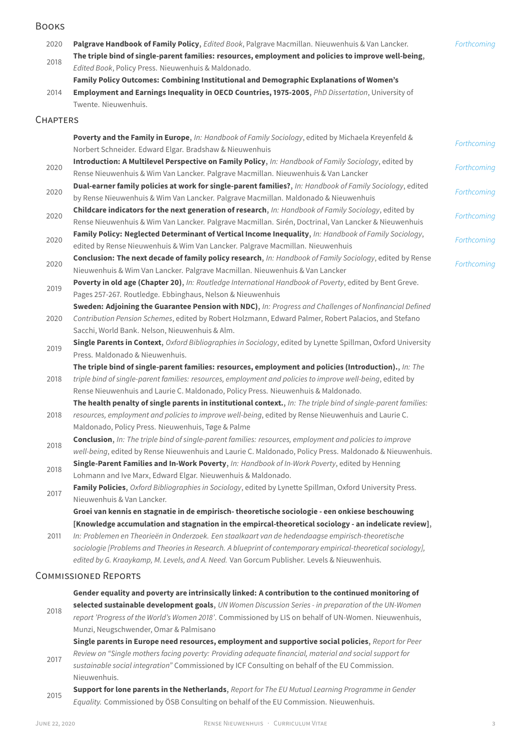## Books

- 2020 **Palgrave Handbook of Family Policy**, *Edited Book*, Palgrave Macmillan. Nieuwenhuis & Van Lancker. *Forthcoming*
- 2018 **The triple bind of single-parent families: resources, employment and policies to improve well-being**, *Edited Book*, Policy Press. Nieuwenhuis & Maldonado.
- 2014 **Family Policy Outcomes: Combining Institutional and Demographic Explanations of Women's Employment and Earnings Inequality in OECD Countries, 1975-2005**, *PhD Dissertation*, University of Twente. Nieuwenhuis.

## Chapters

- **Poverty and the Family in Europe**, *In: Handbook of Family Sociology*, edited by Michaela Kreyenfeld & Norbert Schneider. Edward Elgar. Bradshaw & Nieuwenhuis *Forthcoming*
- 2020 **Introduction: A Multilevel Perspective on Family Policy**, *In: Handbook of Family Sociology*, edited by Rense Nieuwenhuis & Wim Van Lancker. Palgrave Macmillan. Nieuwenhuis & Van Lancker *Forthcoming*
- 2020 **Dual-earner family policies at work for single-parent families?**, *In: Handbook of Family Sociology*, edited by Rense Nieuwenhuis & Wim Van Lancker. Palgrave Macmillan. Maldonado & Nieuwenhuis *Forthcoming*
- 2020 **Childcare indicators for the next generation of research**, *In: Handbook of Family Sociology*, edited by Rense Nieuwenhuis & Wim Van Lancker. Palgrave Macmillan. Sirén, Doctrinal, Van Lancker & Nieuwenhuis *Forthcoming*
- 2020 **Family Policy: Neglected Determinant of Vertical Income Inequality**, *In: Handbook of Family Sociology*, edited by Rense Nieuwenhuis & Wim Van Lancker. Palgrave Macmillan. Nieuwenhuis *Forthcoming*
- 2020 **Conclusion: The next decade of family policy research**, *In: Handbook of Family Sociology*, edited by Rense Nieuwenhuis & Wim Van Lancker. Palgrave Macmillan. Nieuwenhuis & Van Lancker *Forthcoming*
- 2019 **Poverty in old age (Chapter 20)**, *In: Routledge International Handbook of Poverty*, edited by Bent Greve. Pages 257-267. Routledge. Ebbinghaus, Nelson & Nieuwenhuis
- 2020 **Sweden: Adjoining the Guarantee Pension with NDC)**, *In: Progress and Challenges of Nonfinancial Defined Contribution Pension Schemes*, edited by Robert Holzmann, Edward Palmer, Robert Palacios, and Stefano Sacchi, World Bank. Nelson, Nieuwenhuis & Alm.
- 2019 **Single Parents in Context**, *Oxford Bibliographies in Sociology*, edited by Lynette Spillman, Oxford University Press. Maldonado & Nieuwenhuis.
- 2018 **The triple bind of single-parent families: resources, employment and policies (Introduction).**, *In: The triple bind of single-parent families: resources, employment and policies to improve well-being*, edited by Rense Nieuwenhuis and Laurie C. Maldonado, Policy Press. Nieuwenhuis & Maldonado.
- 2018 **The health penalty of single parents in institutional context.**, *In: The triple bind of single-parent families: resources, employment and policies to improve well-being*, edited by Rense Nieuwenhuis and Laurie C. Maldonado, Policy Press. Nieuwenhuis, Tøge & Palme
- 2018 **Conclusion**, *In: The triple bind of single-parent families: resources, employment and policies to improve well-being*, edited by Rense Nieuwenhuis and Laurie C. Maldonado, Policy Press. Maldonado & Nieuwenhuis.
- 2018 **Single-Parent Families and In-Work Poverty**, *In: Handbook of In-Work Poverty*, edited by Henning Lohmann and Ive Marx, Edward Elgar. Nieuwenhuis & Maldonado.
- 2017 **Family Policies**, *Oxford Bibliographies in Sociology*, edited by Lynette Spillman, Oxford University Press. Nieuwenhuis & Van Lancker.
- 2011 **Groei van kennis en stagnatie in de empirisch- theoretische sociologie - een onkiese beschouwing [Knowledge accumulation and stagnation in the empircal-theoretical sociology - an indelicate review]**, *In: Problemen en Theorieën in Onderzoek. Een staalkaart van de hedendaagse empirisch-theoretische sociologie [Problems and Theories in Research. A blueprint of contemporary empirical-theoretical sociology], edited by G. Kraaykamp, M. Levels, and A. Need.* Van Gorcum Publisher. Levels & Nieuwenhuis.

## Commissioned Reports

- 2018 **Gender equality and poverty are intrinsically linked: A contribution to the continued monitoring of selected sustainable development goals**, *UN Women Discussion Series - in preparation of the UN-Women report 'Progress of the World's Women 2018'*. Commissioned by LIS on behalf of UN-Women. Nieuwenhuis, Munzi, Neugschwender, Omar & Palmisano
- 2017 **Single parents in Europe need resources, employment and supportive social policies**, *Report for Peer Review on "Single mothers facing poverty: Providing adequate financial, material and social support for sustainable social integration"* Commissioned by ICF Consulting on behalf of the EU Commission. Nieuwenhuis.
- 2015 **Support for lone parents in the Netherlands**, *Report for The EU Mutual Learning Programme in Gender Equality.* Commissioned by ÖSB Consulting on behalf of the EU Commission. Nieuwenhuis.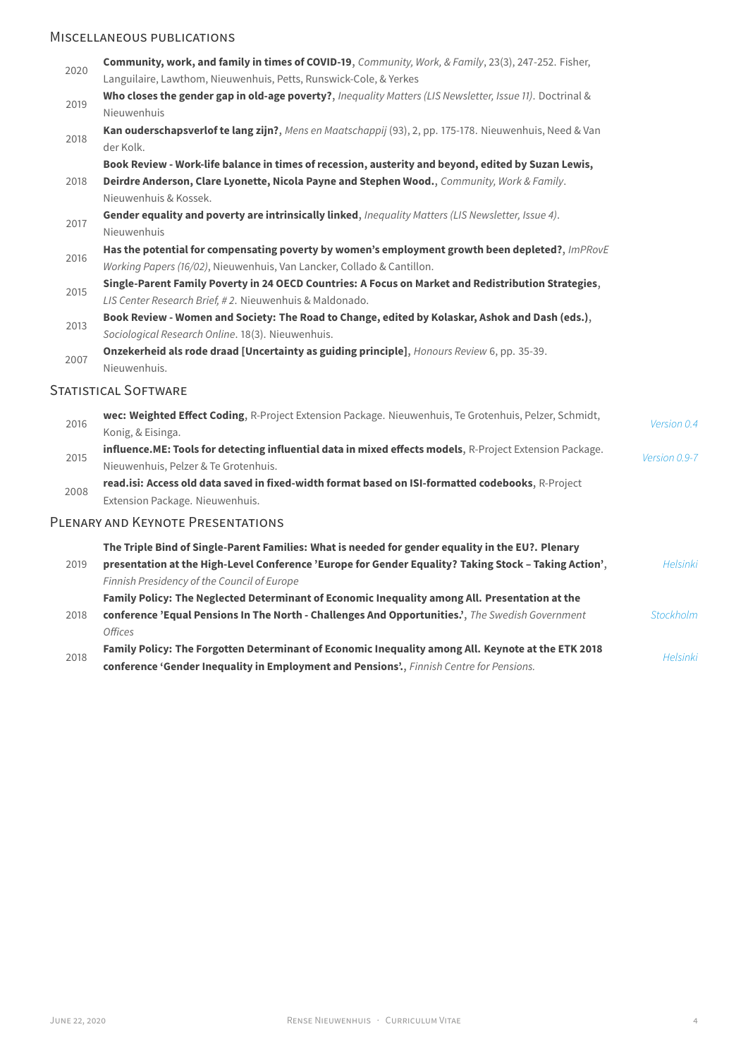## Miscellaneous publications

2020 **Community, work, and family in times of COVID-19**, *Community, Work, & Family*, 23(3), 247-252. Fisher, Languilaire, Lawthom, Nieuwenhuis, Petts, Runswick-Cole, & Yerkes

2019 **Who closes the gender gap in old-age poverty?**, *Inequality Matters (LIS Newsletter, Issue 11)*. Doctrinal & Nieuwenhuis

2018 **Kan ouderschapsverlof te lang zijn?**, *Mens en Maatschappij* (93), 2, pp. 175-178. Nieuwenhuis, Need & Van der Kolk.

2018 **Book Review - Work-life balance in times of recession, austerity and beyond, edited by Suzan Lewis, Deirdre Anderson, Clare Lyonette, Nicola Payne and Stephen Wood.**, *Community, Work & Family*. Nieuwenhuis & Kossek.

2017 **Gender equality and poverty are intrinsically linked**, *Inequality Matters (LIS Newsletter, Issue 4)*. Nieuwenhuis

2016 **Has the potential for compensating poverty by women's employment growth been depleted?**, *ImPRovE Working Papers (16/02)*, Nieuwenhuis, Van Lancker, Collado & Cantillon.

2015 **Single-Parent Family Poverty in 24 OECD Countries: A Focus on Market and Redistribution Strategies**, *LIS Center Research Brief, # 2*. Nieuwenhuis & Maldonado.

2013 **Book Review - Women and Society: The Road to Change, edited by Kolaskar, Ashok and Dash (eds.)**, *Sociological Research Online*. 18(3). Nieuwenhuis.

2007 **Onzekerheid als rode draad [Uncertainty as guiding principle]**, *Honours Review* 6, pp. 35-39. Nieuwenhuis.

## Statistical Software

2016 **wec: Weighted Effect Coding**, R-Project Extension Package. Nieuwenhuis, Te Grotenhuis, Pelzer, Schmidt, Konig, & Eisinga. *Version 0.4*

2015 **influence.ME: Tools for detecting influential data in mixed effects models**, R-Project Extension Package. Nieuwenhuis, Pelzer & Te Grotenhuis. *Version 0.9-7*

2008 **read.isi: Access old data saved in fixed-width format based on ISI-formatted codebooks**, R-Project Extension Package. Nieuwenhuis.

## Plenary and Keynote Presentations

2019 **The Triple Bind of Single-Parent Families: What is needed for gender equality in the EU?. Plenary presentation at the High-Level Conference 'Europe for Gender Equality? Taking Stock – Taking Action'**, *Finnish Presidency of the Council of Europe* *Helsinki*

2018 **Family Policy: The Neglected Determinant of Economic Inequality among All. Presentation at the conference 'Equal Pensions In The North - Challenges And Opportunities.'**, *The Swedish Government Offices* *Stockholm*

2018 **Family Policy: The Forgotten Determinant of Economic Inequality among All. Keynote at the ETK 2018 conference 'Gender Inequality in Employment and Pensions'.**, *Finnish Centre for Pensions.* *Helsinki*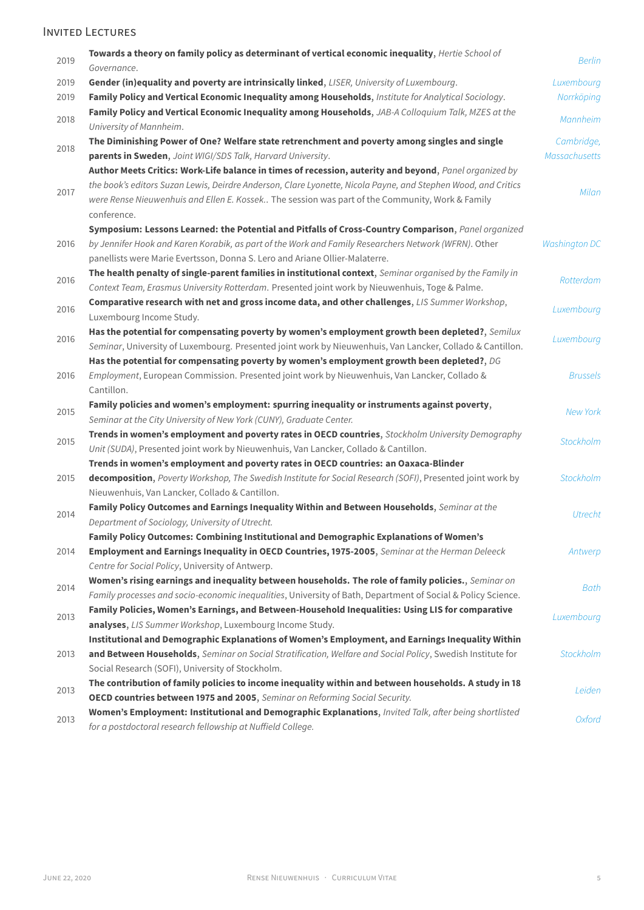## Invited Lectures

- 2019 **Towards a theory on family policy as determinant of vertical economic inequality**, *Hertie School of Governance*. *Berlin*
- 2019 **Gender (in)equality and poverty are intrinsically linked**, *LISER, University of Luxembourg*. *Luxembourg*
- 2019 **Family Policy and Vertical Economic Inequality among Households**, *Institute for Analytical Sociology*. *Norrköping*
- 2018 **Family Policy and Vertical Economic Inequality among Households**, *JAB-A Colloquium Talk, MZES at the University of Mannheim*. *Mannheim*
- 2018 **The Diminishing Power of One? Welfare state retrenchment and poverty among singles and single parents in Sweden**, *Joint WIGI/SDS Talk, Harvard University*. *Cambridge, Massachusetts*
- 2017 **Author Meets Critics: Work-Life balance in times of recession, auterity and beyond**, *Panel organized by the book's editors Suzan Lewis, Deirdre Anderson, Clare Lyonette, Nicola Payne, and Stephen Wood, and Critics were Rense Nieuwenhuis and Ellen E. Kossek.*. The session was part of the Community, Work & Family conference. *Milan*
- 2016 **Symposium: Lessons Learned: the Potential and Pitfalls of Cross-Country Comparison**, *Panel organized by Jennifer Hook and Karen Korabik, as part of the Work and Family Researchers Network (WFRN)*. Other panellists were Marie Evertsson, Donna S. Lero and Ariane Ollier-Malaterre. *Washington DC*
- 2016 **The health penalty of single-parent families in institutional context**, *Seminar organised by the Family in Context Team, Erasmus University Rotterdam*. Presented joint work by Nieuwenhuis, Toge & Palme. *Rotterdam*
- 2016 **Comparative research with net and gross income data, and other challenges**, *LIS Summer Workshop*, Luxembourg Income Study. *Luxembourg*
- 2016 **Has the potential for compensating poverty by women's employment growth been depleted?**, *Semilux Seminar*, University of Luxembourg. Presented joint work by Nieuwenhuis, Van Lancker, Collado & Cantillon. *Luxembourg*
- 2016 **Has the potential for compensating poverty by women's employment growth been depleted?**, *DG Employment*, European Commission. Presented joint work by Nieuwenhuis, Van Lancker, Collado & Cantillon. *Brussels*
- 2015 **Family policies and women's employment: spurring inequality or instruments against poverty**, *Seminar at the City University of New York (CUNY), Graduate Center.* *New York*
- 2015 **Trends in women's employment and poverty rates in OECD countries**, *Stockholm University Demography Unit (SUDA)*, Presented joint work by Nieuwenhuis, Van Lancker, Collado & Cantillon. *Stockholm*
- 2015 **Trends in women's employment and poverty rates in OECD countries: an Oaxaca-Blinder decomposition**, *Poverty Workshop, The Swedish Institute for Social Research (SOFI)*, Presented joint work by Nieuwenhuis, Van Lancker, Collado & Cantillon. *Stockholm*
- 2014 **Family Policy Outcomes and Earnings Inequality Within and Between Households**, *Seminar at the Department of Sociology, University of Utrecht.* *Utrecht*
- 2014 **Family Policy Outcomes: Combining Institutional and Demographic Explanations of Women's Employment and Earnings Inequality in OECD Countries, 1975-2005**, *Seminar at the Herman Deleeck Centre for Social Policy*, University of Antwerp. *Antwerp*
- 2014 **Women's rising earnings and inequality between households. The role of family policies.**, *Seminar on Family processes and socio-economic inequalities*, University of Bath, Department of Social & Policy Science. *Bath*
- 2013 **Family Policies, Women's Earnings, and Between-Household Inequalities: Using LIS for comparative analyses**, *LIS Summer Workshop*, Luxembourg Income Study. *Luxembourg*
- 2013 **Institutional and Demographic Explanations of Women's Employment, and Earnings Inequality Within and Between Households**, *Seminar on Social Stratification, Welfare and Social Policy*, Swedish Institute for Social Research (SOFI), University of Stockholm. *Stockholm*
- 2013 **The contribution of family policies to income inequality within and between households. A study in 18 OECD countries between 1975 and 2005**, *Seminar on Reforming Social Security.* *Leiden*
- 2013 **Women's Employment: Institutional and Demographic Explanations**, *Invited Talk, after being shortlisted for a postdoctoral research fellowship at Nuffield College.* *Oxford*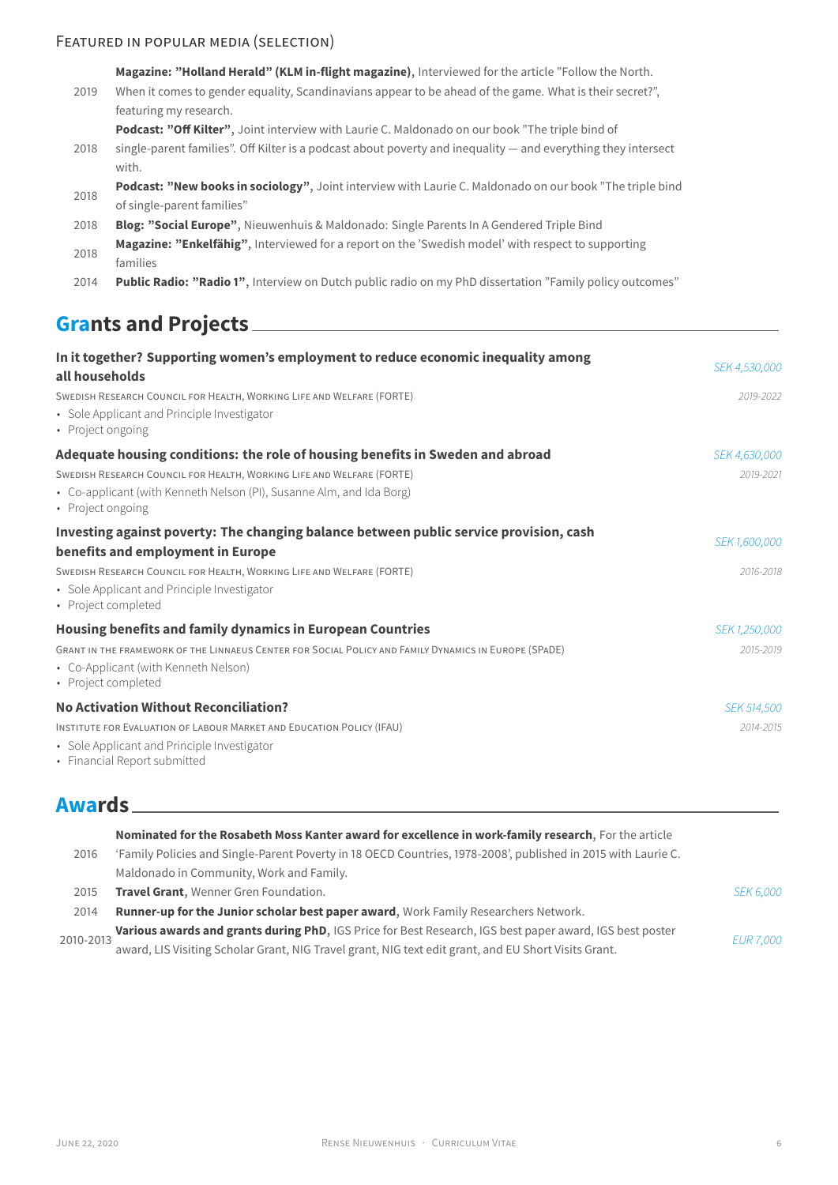### Featured in Popular Media (selection)

- 2019 — **Magazine: "Holland Herald" (KLM in-flight magazine)**, Interviewed for the article "Follow the North. When it comes to gender equality, Scandinavians appear to be ahead of the game. What is their secret?", featuring my research.
- 2018 — **Podcast: "Off Kilter"**, Joint interview with Laurie C. Maldonado on our book "The triple bind of single-parent families". Off Kilter is a podcast about poverty and inequality — and everything they intersect with.
- 2018 — **Podcast: "New books in sociology"**, Joint interview with Laurie C. Maldonado on our book "The triple bind of single-parent families"
- 2018 — **Blog: "Social Europe"**, Nieuwenhuis & Maldonado: Single Parents In A Gendered Triple Bind
- 2018 — **Magazine: "Enkelfähig"**, Interviewed for a report on the 'Swedish model' with respect to supporting families
- 2014 — **Public Radio: "Radio 1"**, Interview on Dutch public radio on my PhD dissertation "Family policy outcomes"

## Grants and Projects

**In it together? Supporting women's employment to reduce economic inequality among all households** — *SEK 4,530,000*
Swedish Research Council for Health, Working Life and Welfare (FORTE) — *2019-2022*
- Sole Applicant and Principle Investigator
- Project ongoing

**Adequate housing conditions: the role of housing benefits in Sweden and abroad** — *SEK 4,630,000*
Swedish Research Council for Health, Working Life and Welfare (FORTE) — *2019-2021*
- Co-applicant (with Kenneth Nelson (PI), Susanne Alm, and Ida Borg)
- Project ongoing

**Investing against poverty: The changing balance between public service provision, cash benefits and employment in Europe** — *SEK 1,600,000*
Swedish Research Council for Health, Working Life and Welfare (FORTE) — *2016-2018*
- Sole Applicant and Principle Investigator
- Project completed

**Housing benefits and family dynamics in European Countries** — *SEK 1,250,000*
Grant in the framework of the Linnaeus Center for Social Policy and Family Dynamics in Europe (SPaDE) — *2015-2019*
- Co-Applicant (with Kenneth Nelson)
- Project completed

**No Activation Without Reconciliation?** — *SEK 514,500*
Institute for Evaluation of Labour Market and Education Policy (IFAU) — *2014-2015*
- Sole Applicant and Principle Investigator
- Financial Report submitted

## Awards

- 2016 — **Nominated for the Rosabeth Moss Kanter award for excellence in work-family research**, For the article 'Family Policies and Single-Parent Poverty in 18 OECD Countries, 1978-2008', published in 2015 with Laurie C. Maldonado in Community, Work and Family.
- 2015 — **Travel Grant**, Wenner Gren Foundation. — *SEK 6,000*
- 2014 — **Runner-up for the Junior scholar best paper award**, Work Family Researchers Network.
- 2010-2013 — **Various awards and grants during PhD**, IGS Price for Best Research, IGS best paper award, IGS best poster award, LIS Visiting Scholar Grant, NIG Travel grant, NIG text edit grant, and EU Short Visits Grant. — *EUR 7,000*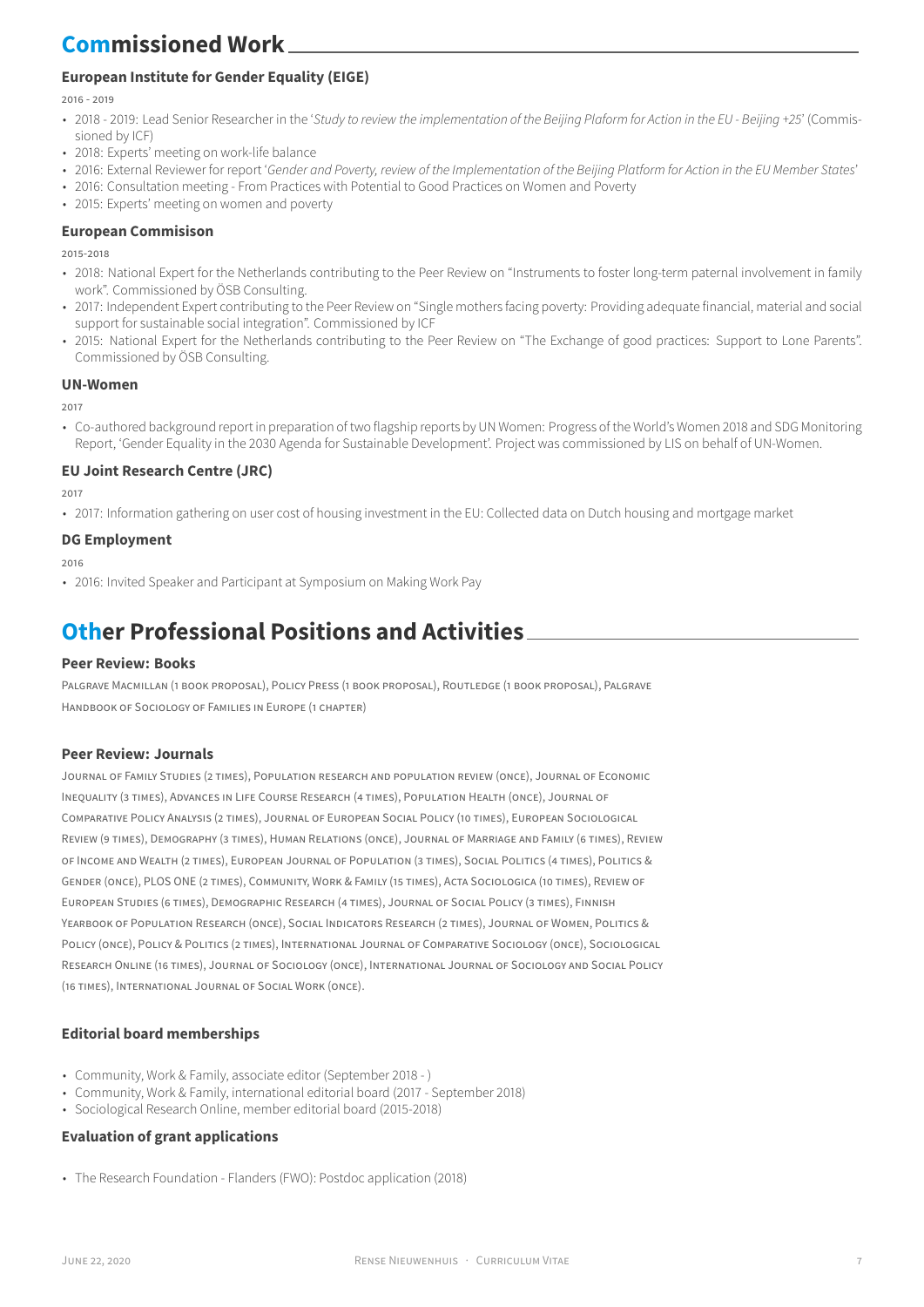## Commissioned Work

### European Institute for Gender Equality (EIGE)

2016 - 2019

- 2018 - 2019: Lead Senior Researcher in the '*Study to review the implementation of the Beijing Plaform for Action in the EU - Beijing +25*' (Commissioned by ICF)
- 2018: Experts' meeting on work-life balance
- 2016: External Reviewer for report '*Gender and Poverty, review of the Implementation of the Beijing Platform for Action in the EU Member States*'
- 2016: Consultation meeting - From Practices with Potential to Good Practices on Women and Poverty
- 2015: Experts' meeting on women and poverty

### European Commisison

2015-2018

- 2018: National Expert for the Netherlands contributing to the Peer Review on "Instruments to foster long-term paternal involvement in family work". Commissioned by ÖSB Consulting.
- 2017: Independent Expert contributing to the Peer Review on "Single mothers facing poverty: Providing adequate financial, material and social support for sustainable social integration". Commissioned by ICF
- 2015: National Expert for the Netherlands contributing to the Peer Review on "The Exchange of good practices: Support to Lone Parents". Commissioned by ÖSB Consulting.

### UN-Women

2017

- Co-authored background report in preparation of two flagship reports by UN Women: Progress of the World's Women 2018 and SDG Monitoring Report, 'Gender Equality in the 2030 Agenda for Sustainable Development'. Project was commissioned by LIS on behalf of UN-Women.

### EU Joint Research Centre (JRC)

2017

- 2017: Information gathering on user cost of housing investment in the EU: Collected data on Dutch housing and mortgage market

### DG Employment

2016

- 2016: Invited Speaker and Participant at Symposium on Making Work Pay

## Other Professional Positions and Activities

### Peer Review: Books

Palgrave Macmillan (1 book proposal), Policy Press (1 book proposal), Routledge (1 book proposal), Palgrave Handbook of Sociology of Families in Europe (1 chapter)

### Peer Review: Journals

Journal of Family Studies (2 times), Population research and population review (once), Journal of Economic Inequality (3 times), Advances in Life Course Research (4 times), Population Health (once), Journal of Comparative Policy Analysis (2 times), Journal of European Social Policy (10 times), European Sociological Review (9 times), Demography (3 times), Human Relations (once), Journal of Marriage and Family (6 times), Review of Income and Wealth (2 times), European Journal of Population (3 times), Social Politics (4 times), Politics & Gender (once), PLOS ONE (2 times), Community, Work & Family (15 times), Acta Sociologica (10 times), Review of European Studies (6 times), Demographic Research (4 times), Journal of Social Policy (3 times), Finnish Yearbook of Population Research (once), Social Indicators Research (2 times), Journal of Women, Politics & Policy (once), Policy & Politics (2 times), International Journal of Comparative Sociology (once), Sociological Research Online (16 times), Journal of Sociology (once), International Journal of Sociology and Social Policy (16 times), International Journal of Social Work (once).

### Editorial board memberships

- Community, Work & Family, associate editor (September 2018 - )
- Community, Work & Family, international editorial board (2017 - September 2018)
- Sociological Research Online, member editorial board (2015-2018)

### Evaluation of grant applications

- The Research Foundation - Flanders (FWO): Postdoc application (2018)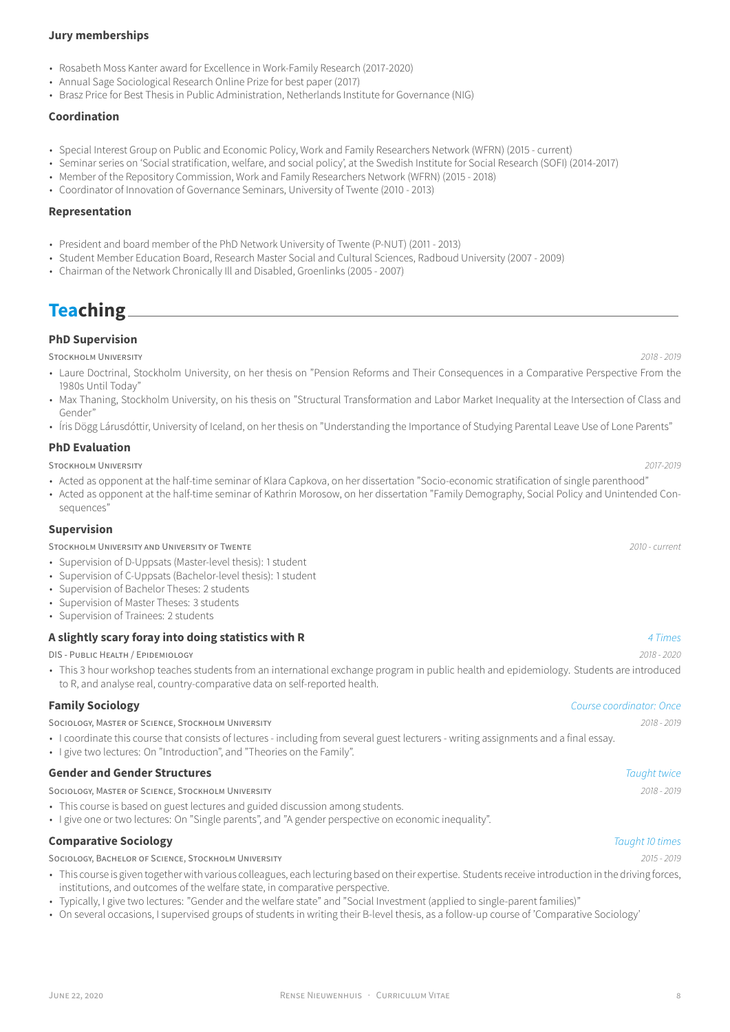### Jury memberships

- Rosabeth Moss Kanter award for Excellence in Work-Family Research (2017-2020)
- Annual Sage Sociological Research Online Prize for best paper (2017)
- Brasz Price for Best Thesis in Public Administration, Netherlands Institute for Governance (NIG)

### Coordination

- Special Interest Group on Public and Economic Policy, Work and Family Researchers Network (WFRN) (2015 - current)
- Seminar series on 'Social stratification, welfare, and social policy', at the Swedish Institute for Social Research (SOFI) (2014-2017)
- Member of the Repository Commission, Work and Family Researchers Network (WFRN) (2015 - 2018)
- Coordinator of Innovation of Governance Seminars, University of Twente (2010 - 2013)

### Representation

- President and board member of the PhD Network University of Twente (P-NUT) (2011 - 2013)
- Student Member Education Board, Research Master Social and Cultural Sciences, Radboud University (2007 - 2009)
- Chairman of the Network Chronically Ill and Disabled, Groenlinks (2005 - 2007)

## Teaching

### PhD Supervision

Stockholm University *2018 - 2019*

- Laure Doctrinal, Stockholm University, on her thesis on "Pension Reforms and Their Consequences in a Comparative Perspective From the 1980s Until Today"
- Max Thaning, Stockholm University, on his thesis on "Structural Transformation and Labor Market Inequality at the Intersection of Class and Gender"
- Íris Dögg Lárusdóttir, University of Iceland, on her thesis on "Understanding the Importance of Studying Parental Leave Use of Lone Parents"

### PhD Evaluation

Stockholm University *2017-2019*

- Acted as opponent at the half-time seminar of Klara Capkova, on her dissertation "Socio-economic stratification of single parenthood"
- Acted as opponent at the half-time seminar of Kathrin Morosow, on her dissertation "Family Demography, Social Policy and Unintended Consequences"

### Supervision

Stockholm University and University of Twente *2010 - current*

- Supervision of D-Uppsats (Master-level thesis): 1 student
- Supervision of C-Uppsats (Bachelor-level thesis): 1 student
- Supervision of Bachelor Theses: 2 students
- Supervision of Master Theses: 3 students
- Supervision of Trainees: 2 students

### A slightly scary foray into doing statistics with R

*4 Times*

DIS - Public Health / Epidemiology *2018 - 2020*

- This 3 hour workshop teaches students from an international exchange program in public health and epidemiology. Students are introduced to R, and analyse real, country-comparative data on self-reported health.

### Family Sociology

*Course coordinator: Once*

Sociology, Master of Science, Stockholm University *2018 - 2019*

- I coordinate this course that consists of lectures - including from several guest lecturers - writing assignments and a final essay.
- I give two lectures: On "Introduction", and "Theories on the Family".

### Gender and Gender Structures

*Taught twice*

Sociology, Master of Science, Stockholm University *2018 - 2019*

- This course is based on guest lectures and guided discussion among students.
- I give one or two lectures: On "Single parents", and "A gender perspective on economic inequality".

### Comparative Sociology

*Taught 10 times*

Sociology, Bachelor of Science, Stockholm University *2015 - 2019*

- This course is given together with various colleagues, each lecturing based on their expertise. Students receive introduction in the driving forces, institutions, and outcomes of the welfare state, in comparative perspective.
- Typically, I give two lectures: "Gender and the welfare state" and "Social Investment (applied to single-parent families)"
- On several occasions, I supervised groups of students in writing their B-level thesis, as a follow-up course of 'Comparative Sociology'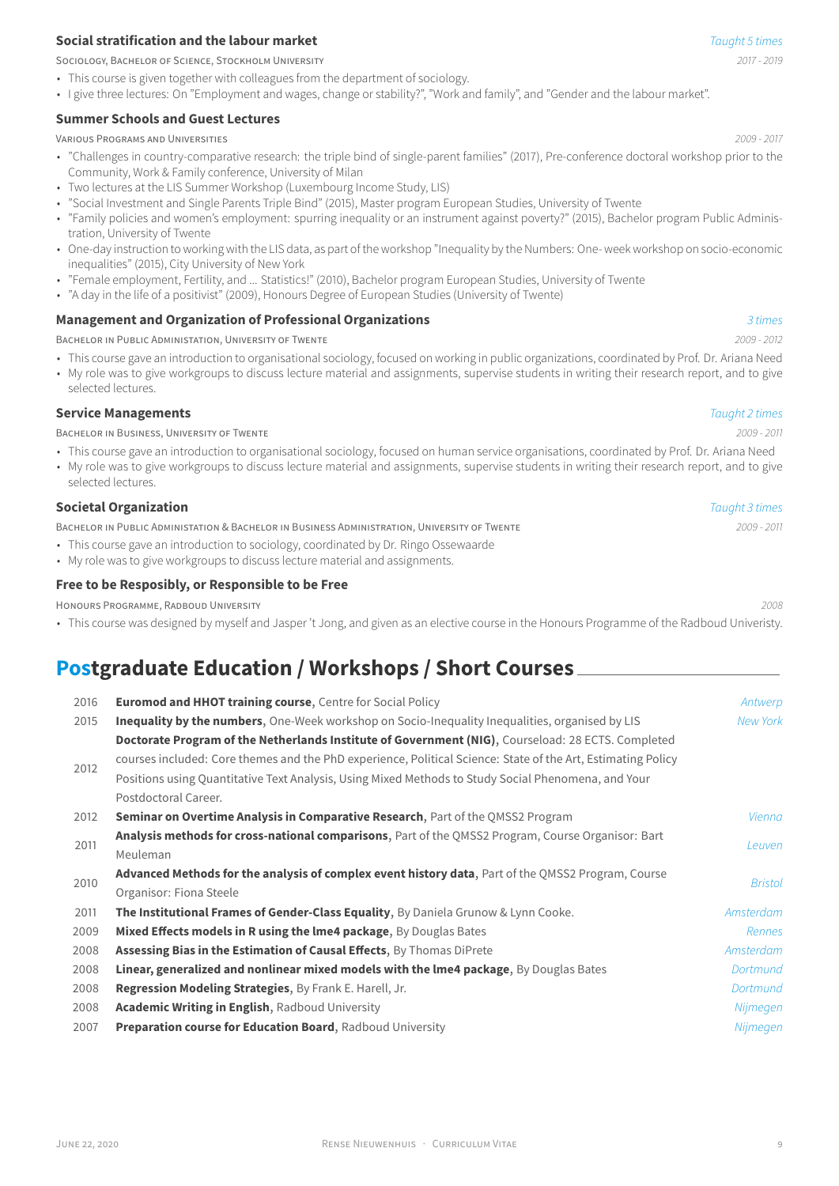### Social stratification and the labour market

*Taught 5 times*

Sociology, Bachelor of Science, Stockholm University *2017 - 2019*

- This course is given together with colleagues from the department of sociology.
- I give three lectures: On ”Employment and wages, change or stability?”, ”Work and family”, and ”Gender and the labour market”.

### Summer Schools and Guest Lectures

Various Programs and Universities *2009 - 2017*

- ”Challenges in country-comparative research: the triple bind of single-parent families” (2017), Pre-conference doctoral workshop prior to the Community, Work & Family conference, University of Milan
- Two lectures at the LIS Summer Workshop (Luxembourg Income Study, LIS)
- ”Social Investment and Single Parents Triple Bind” (2015), Master program European Studies, University of Twente
- ”Family policies and women's employment: spurring inequality or an instrument against poverty?” (2015), Bachelor program Public Administration, University of Twente
- One-day instruction to working with the LIS data, as part of the workshop ”Inequality by the Numbers: One- week workshop on socio-economic inequalities” (2015), City University of New York
- ”Female employment, Fertility, and ... Statistics!” (2010), Bachelor program European Studies, University of Twente
- ”A day in the life of a positivist” (2009), Honours Degree of European Studies (University of Twente)

### Management and Organization of Professional Organizations

*3 times*

Bachelor in Public Administration, University of Twente *2009 - 2012*

- This course gave an introduction to organisational sociology, focused on working in public organizations, coordinated by Prof. Dr. Ariana Need
- My role was to give workgroups to discuss lecture material and assignments, supervise students in writing their research report, and to give selected lectures.

### Service Managements

*Taught 2 times*

Bachelor in Business, University of Twente *2009 - 2011*

- This course gave an introduction to organisational sociology, focused on human service organisations, coordinated by Prof. Dr. Ariana Need
- My role was to give workgroups to discuss lecture material and assignments, supervise students in writing their research report, and to give selected lectures.

### Societal Organization

*Taught 3 times*

Bachelor in Public Administation & Bachelor in Business Administration, University of Twente *2009 - 2011*

- This course gave an introduction to sociology, coordinated by Dr. Ringo Ossewaarde
- My role was to give workgroups to discuss lecture material and assignments.

### Free to be Resposibly, or Responsible to be Free

Honours Programme, Radboud University *2008*

- This course was designed by myself and Jasper 't Jong, and given as an elective course in the Honours Programme of the Radboud Univeristy.

## Postgraduate Education / Workshops / Short Courses

| | | |
|---|---|---|
| 2016 | **Euromod and HHOT training course**, Centre for Social Policy | *Antwerp* |
| 2015 | **Inequality by the numbers**, One-Week workshop on Socio-Inequality Inequalities, organised by LIS | *New York* |
| 2012 | **Doctorate Program of the Netherlands Institute of Government (NIG)**, Courseload: 28 ECTS. Completed courses included: Core themes and the PhD experience, Political Science: State of the Art, Estimating Policy Positions using Quantitative Text Analysis, Using Mixed Methods to Study Social Phenomena, and Your Postdoctoral Career. | |
| 2012 | **Seminar on Overtime Analysis in Comparative Research**, Part of the QMSS2 Program | *Vienna* |
| 2011 | **Analysis methods for cross-national comparisons**, Part of the QMSS2 Program, Course Organisor: Bart Meuleman | *Leuven* |
| 2010 | **Advanced Methods for the analysis of complex event history data**, Part of the QMSS2 Program, Course Organisor: Fiona Steele | *Bristol* |
| 2011 | **The Institutional Frames of Gender-Class Equality**, By Daniela Grunow & Lynn Cooke. | *Amsterdam* |
| 2009 | **Mixed Effects models in R using the lme4 package**, By Douglas Bates | *Rennes* |
| 2008 | **Assessing Bias in the Estimation of Causal Effects**, By Thomas DiPrete | *Amsterdam* |
| 2008 | **Linear, generalized and nonlinear mixed models with the lme4 package**, By Douglas Bates | *Dortmund* |
| 2008 | **Regression Modeling Strategies**, By Frank E. Harell, Jr. | *Dortmund* |
| 2008 | **Academic Writing in English**, Radboud University | *Nijmegen* |
| 2007 | **Preparation course for Education Board**, Radboud University | *Nijmegen* |